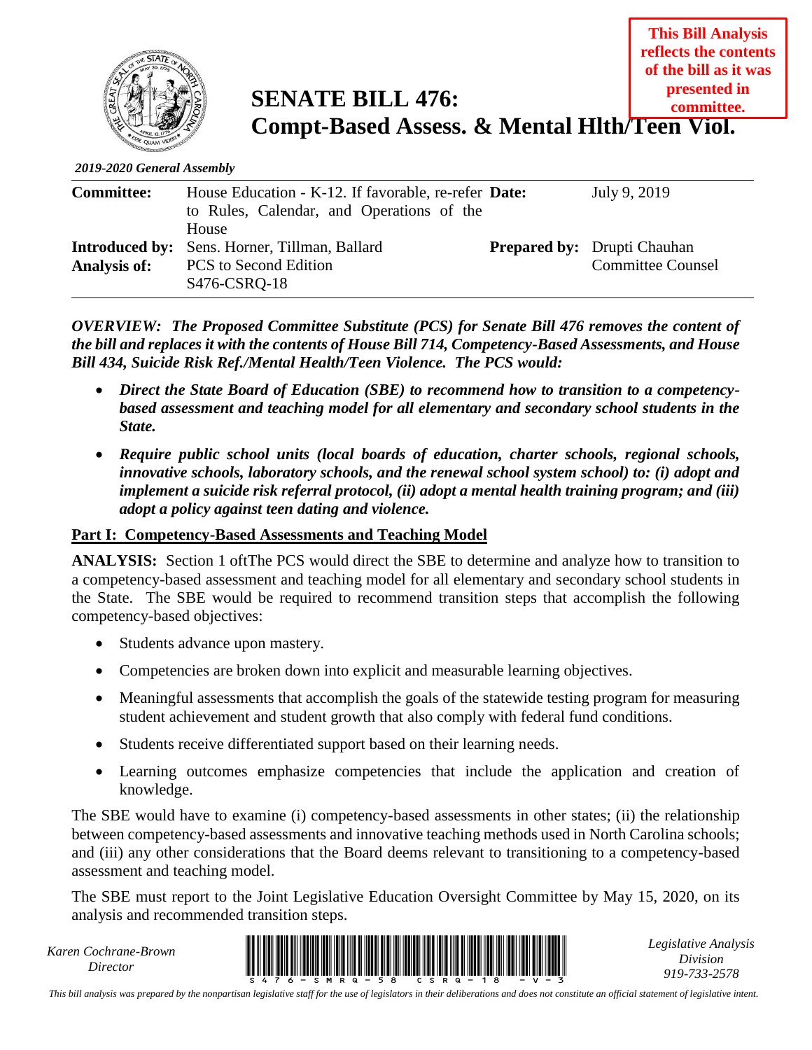This Bill Analysis reflects the contents of the bill as it was presented in committee.

# SENATE BILL 476: Compt-Based Assess. & Mental Hlth/Teen Viol.

*2019-2020 General Assembly*

| | | | |
|---|---|---|---|
| **Committee:** | House Education - K-12. If favorable, re-refer to Rules, Calendar, and Operations of the House | **Date:** | July 9, 2019 |
| **Introduced by:** | Sens. Horner, Tillman, Ballard | **Prepared by:** | Drupti Chauhan |
| **Analysis of:** | PCS to Second Edition S476-CSRQ-18 | | Committee Counsel |

***OVERVIEW: The Proposed Committee Substitute (PCS) for Senate Bill 476 removes the content of the bill and replaces it with the contents of House Bill 714, Competency-Based Assessments, and House Bill 434, Suicide Risk Ref./Mental Health/Teen Violence. The PCS would:***

- ***Direct the State Board of Education (SBE) to recommend how to transition to a competency-based assessment and teaching model for all elementary and secondary school students in the State.***
- ***Require public school units (local boards of education, charter schools, regional schools, innovative schools, laboratory schools, and the renewal school system school) to: (i) adopt and implement a suicide risk referral protocol, (ii) adopt a mental health training program; and (iii) adopt a policy against teen dating and violence.***

## Part I: Competency-Based Assessments and Teaching Model

**ANALYSIS:** Section 1 oftThe PCS would direct the SBE to determine and analyze how to transition to a competency-based assessment and teaching model for all elementary and secondary school students in the State. The SBE would be required to recommend transition steps that accomplish the following competency-based objectives:

- Students advance upon mastery.
- Competencies are broken down into explicit and measurable learning objectives.
- Meaningful assessments that accomplish the goals of the statewide testing program for measuring student achievement and student growth that also comply with federal fund conditions.
- Students receive differentiated support based on their learning needs.
- Learning outcomes emphasize competencies that include the application and creation of knowledge.

The SBE would have to examine (i) competency-based assessments in other states; (ii) the relationship between competency-based assessments and innovative teaching methods used in North Carolina schools; and (iii) any other considerations that the Board deems relevant to transitioning to a competency-based assessment and teaching model.

The SBE must report to the Joint Legislative Education Oversight Committee by May 15, 2020, on its analysis and recommended transition steps.

*Karen Cochrane-Brown*
*Director*

*Legislative Analysis Division*
*919-733-2578*

*This bill analysis was prepared by the nonpartisan legislative staff for the use of legislators in their deliberations and does not constitute an official statement of legislative intent.*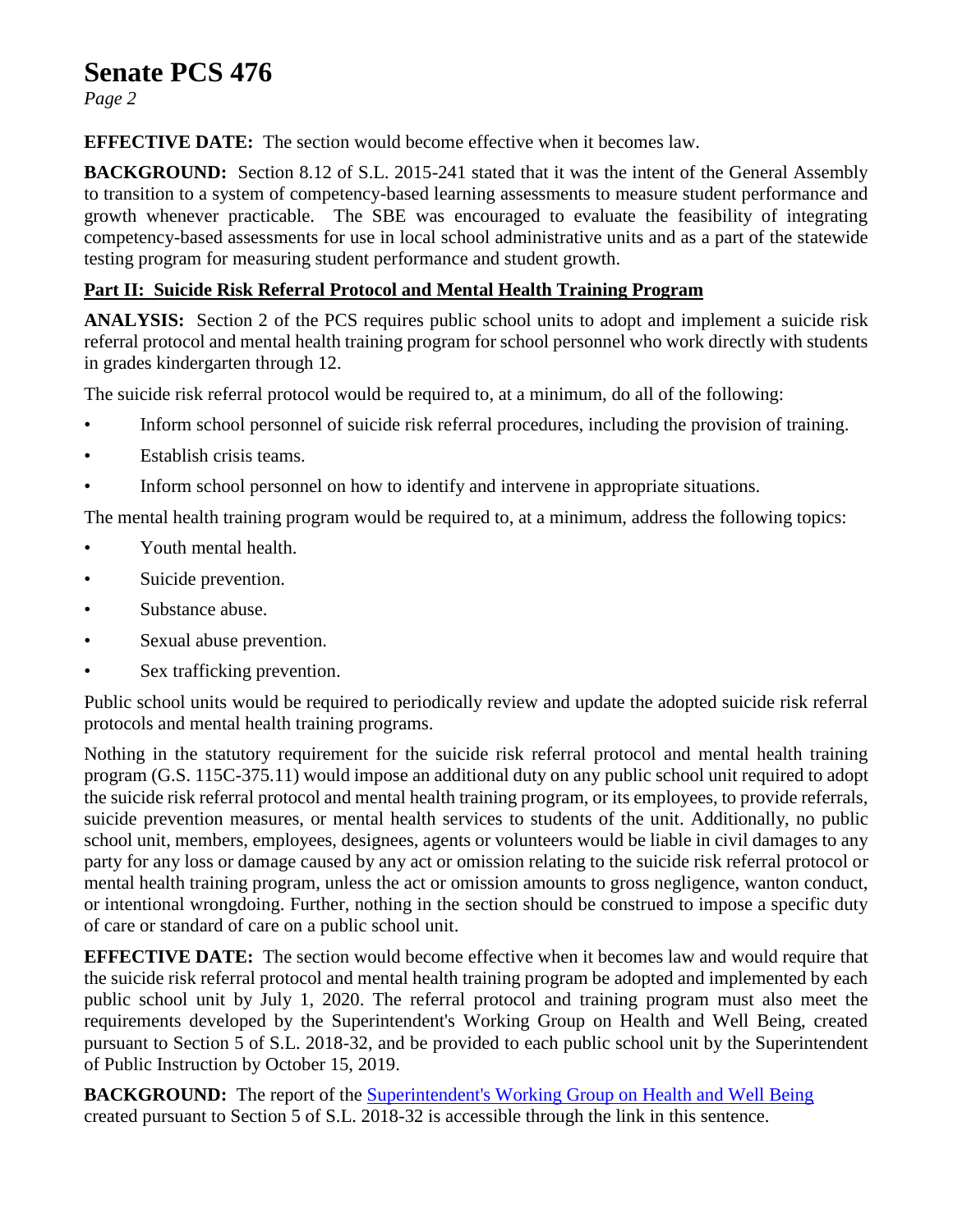**EFFECTIVE DATE:** The section would become effective when it becomes law.

**BACKGROUND:** Section 8.12 of S.L. 2015-241 stated that it was the intent of the General Assembly to transition to a system of competency-based learning assessments to measure student performance and growth whenever practicable. The SBE was encouraged to evaluate the feasibility of integrating competency-based assessments for use in local school administrative units and as a part of the statewide testing program for measuring student performance and student growth.

## Part II: Suicide Risk Referral Protocol and Mental Health Training Program

**ANALYSIS:** Section 2 of the PCS requires public school units to adopt and implement a suicide risk referral protocol and mental health training program for school personnel who work directly with students in grades kindergarten through 12.

The suicide risk referral protocol would be required to, at a minimum, do all of the following:

- Inform school personnel of suicide risk referral procedures, including the provision of training.
- Establish crisis teams.
- Inform school personnel on how to identify and intervene in appropriate situations.

The mental health training program would be required to, at a minimum, address the following topics:

- Youth mental health.
- Suicide prevention.
- Substance abuse.
- Sexual abuse prevention.
- Sex trafficking prevention.

Public school units would be required to periodically review and update the adopted suicide risk referral protocols and mental health training programs.

Nothing in the statutory requirement for the suicide risk referral protocol and mental health training program (G.S. 115C-375.11) would impose an additional duty on any public school unit required to adopt the suicide risk referral protocol and mental health training program, or its employees, to provide referrals, suicide prevention measures, or mental health services to students of the unit. Additionally, no public school unit, members, employees, designees, agents or volunteers would be liable in civil damages to any party for any loss or damage caused by any act or omission relating to the suicide risk referral protocol or mental health training program, unless the act or omission amounts to gross negligence, wanton conduct, or intentional wrongdoing. Further, nothing in the section should be construed to impose a specific duty of care or standard of care on a public school unit.

**EFFECTIVE DATE:** The section would become effective when it becomes law and would require that the suicide risk referral protocol and mental health training program be adopted and implemented by each public school unit by July 1, 2020. The referral protocol and training program must also meet the requirements developed by the Superintendent's Working Group on Health and Well Being, created pursuant to Section 5 of S.L. 2018-32, and be provided to each public school unit by the Superintendent of Public Instruction by October 15, 2019.

**BACKGROUND:** The report of the Superintendent's Working Group on Health and Well Being created pursuant to Section 5 of S.L. 2018-32 is accessible through the link in this sentence.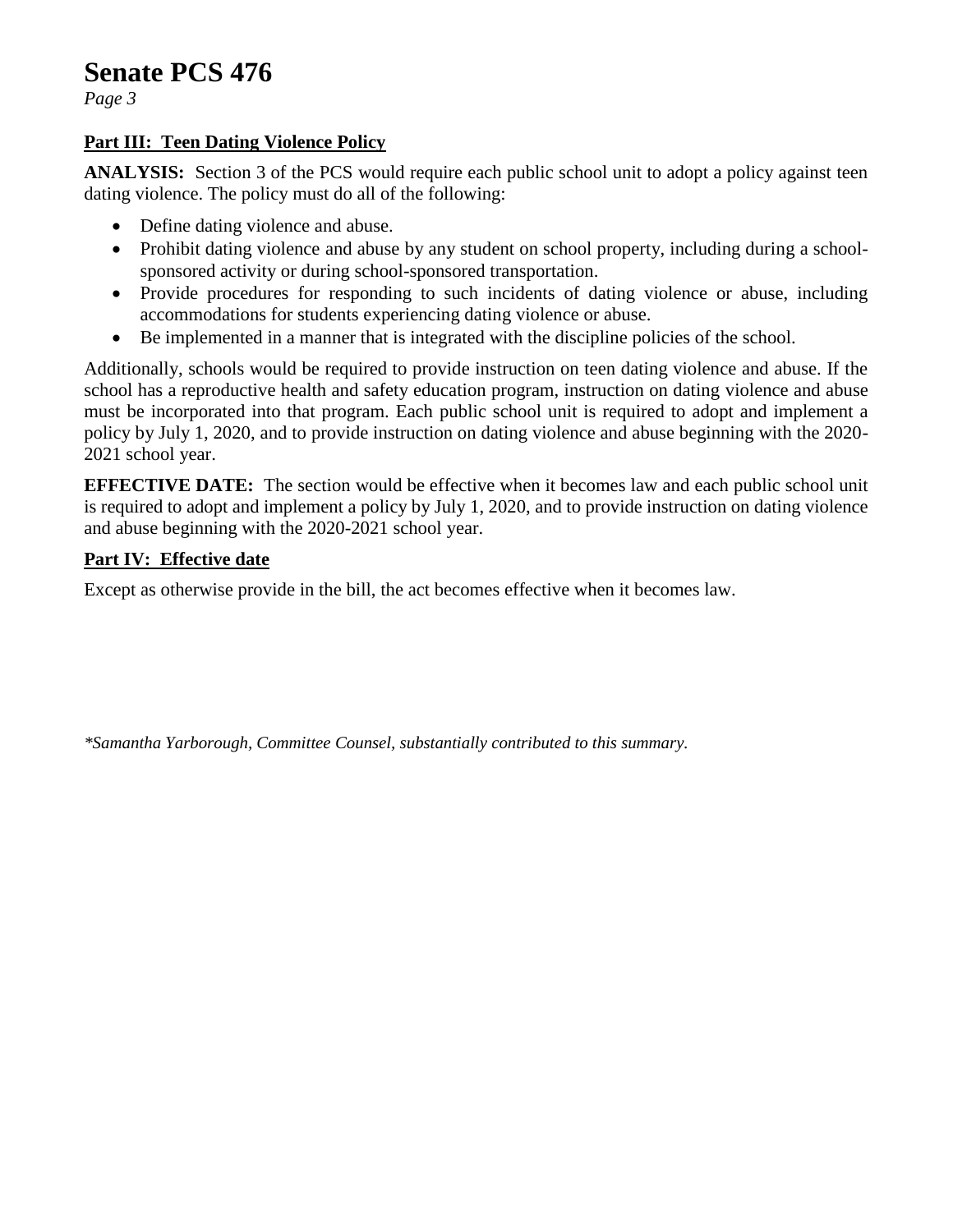# Senate PCS 476

**Part III: Teen Dating Violence Policy**

**ANALYSIS:** Section 3 of the PCS would require each public school unit to adopt a policy against teen dating violence. The policy must do all of the following:

- Define dating violence and abuse.
- Prohibit dating violence and abuse by any student on school property, including during a school-sponsored activity or during school-sponsored transportation.
- Provide procedures for responding to such incidents of dating violence or abuse, including accommodations for students experiencing dating violence or abuse.
- Be implemented in a manner that is integrated with the discipline policies of the school.

Additionally, schools would be required to provide instruction on teen dating violence and abuse. If the school has a reproductive health and safety education program, instruction on dating violence and abuse must be incorporated into that program. Each public school unit is required to adopt and implement a policy by July 1, 2020, and to provide instruction on dating violence and abuse beginning with the 2020-2021 school year.

**EFFECTIVE DATE:** The section would be effective when it becomes law and each public school unit is required to adopt and implement a policy by July 1, 2020, and to provide instruction on dating violence and abuse beginning with the 2020-2021 school year.

**Part IV: Effective date**

Except as otherwise provide in the bill, the act becomes effective when it becomes law.

*\*Samantha Yarborough, Committee Counsel, substantially contributed to this summary.*